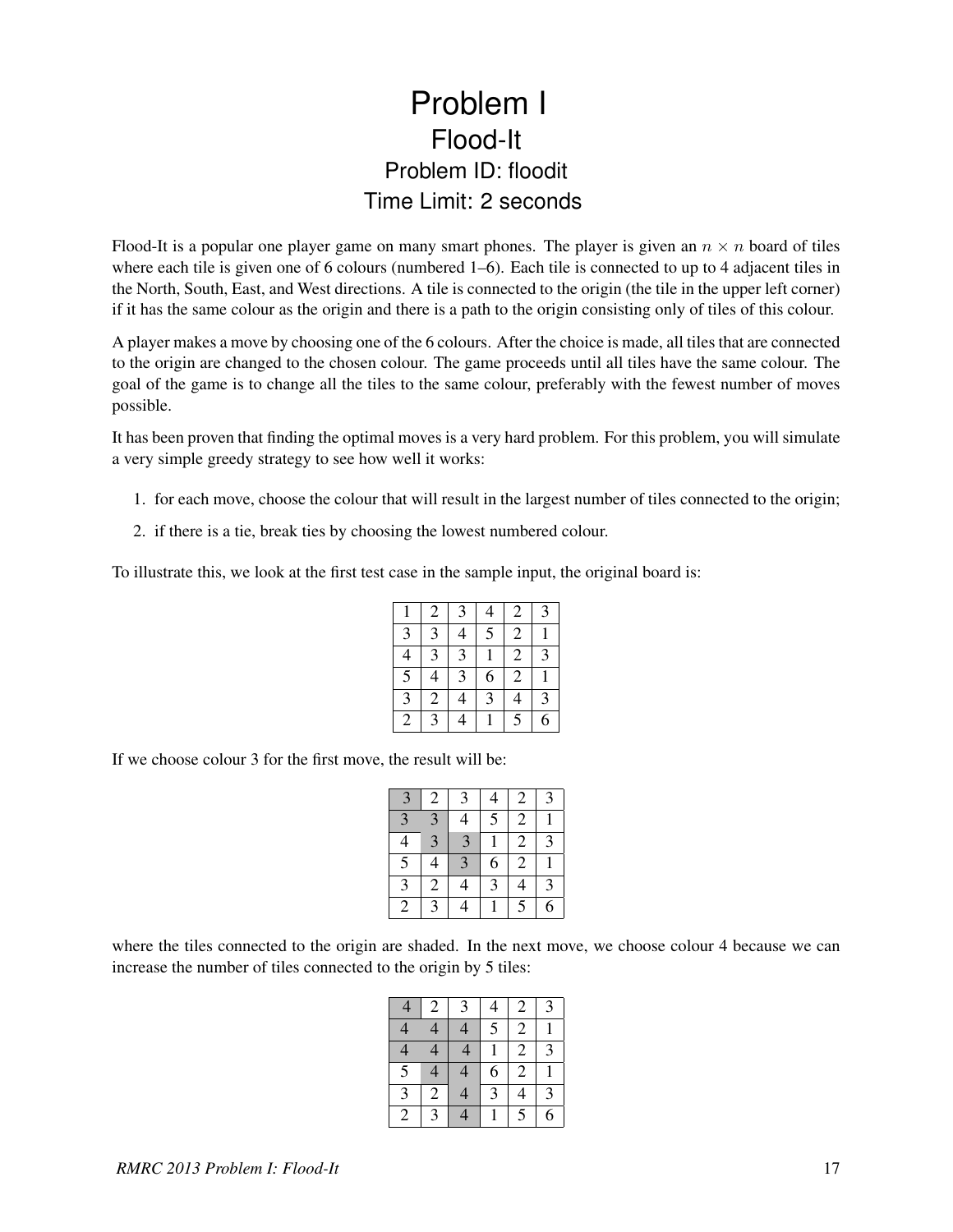# Problem I
## Flood-It
### Problem ID: floodit
### Time Limit: 2 seconds

Flood-It is a popular one player game on many smart phones. The player is given an $n \times n$ board of tiles where each tile is given one of 6 colours (numbered 1–6). Each tile is connected to up to 4 adjacent tiles in the North, South, East, and West directions. A tile is connected to the origin (the tile in the upper left corner) if it has the same colour as the origin and there is a path to the origin consisting only of tiles of this colour.

A player makes a move by choosing one of the 6 colours. After the choice is made, all tiles that are connected to the origin are changed to the chosen colour. The game proceeds until all tiles have the same colour. The goal of the game is to change all the tiles to the same colour, preferably with the fewest number of moves possible.

It has been proven that finding the optimal moves is a very hard problem. For this problem, you will simulate a very simple greedy strategy to see how well it works:

1. for each move, choose the colour that will result in the largest number of tiles connected to the origin;
2. if there is a tie, break ties by choosing the lowest numbered colour.

To illustrate this, we look at the first test case in the sample input, the original board is:

| | | | | | |
|---|---|---|---|---|---|
| 1 | 2 | 3 | 4 | 2 | 3 |
| 3 | 3 | 4 | 5 | 2 | 1 |
| 4 | 3 | 3 | 1 | 2 | 3 |
| 5 | 4 | 3 | 6 | 2 | 1 |
| 3 | 2 | 4 | 3 | 4 | 3 |
| 2 | 3 | 4 | 1 | 5 | 6 |

If we choose colour 3 for the first move, the result will be:

| | | | | | |
|---|---|---|---|---|---|
| 3 | 2 | 3 | 4 | 2 | 3 |
| 3 | 3 | 4 | 5 | 2 | 1 |
| 4 | 3 | 3 | 1 | 2 | 3 |
| 5 | 4 | 3 | 6 | 2 | 1 |
| 3 | 2 | 4 | 3 | 4 | 3 |
| 2 | 3 | 4 | 1 | 5 | 6 |

where the tiles connected to the origin are shaded. In the next move, we choose colour 4 because we can increase the number of tiles connected to the origin by 5 tiles:

| | | | | | |
|---|---|---|---|---|---|
| 4 | 2 | 3 | 4 | 2 | 3 |
| 4 | 4 | 4 | 5 | 2 | 1 |
| 4 | 4 | 4 | 1 | 2 | 3 |
| 5 | 4 | 4 | 6 | 2 | 1 |
| 3 | 2 | 4 | 3 | 4 | 3 |
| 2 | 3 | 4 | 1 | 5 | 6 |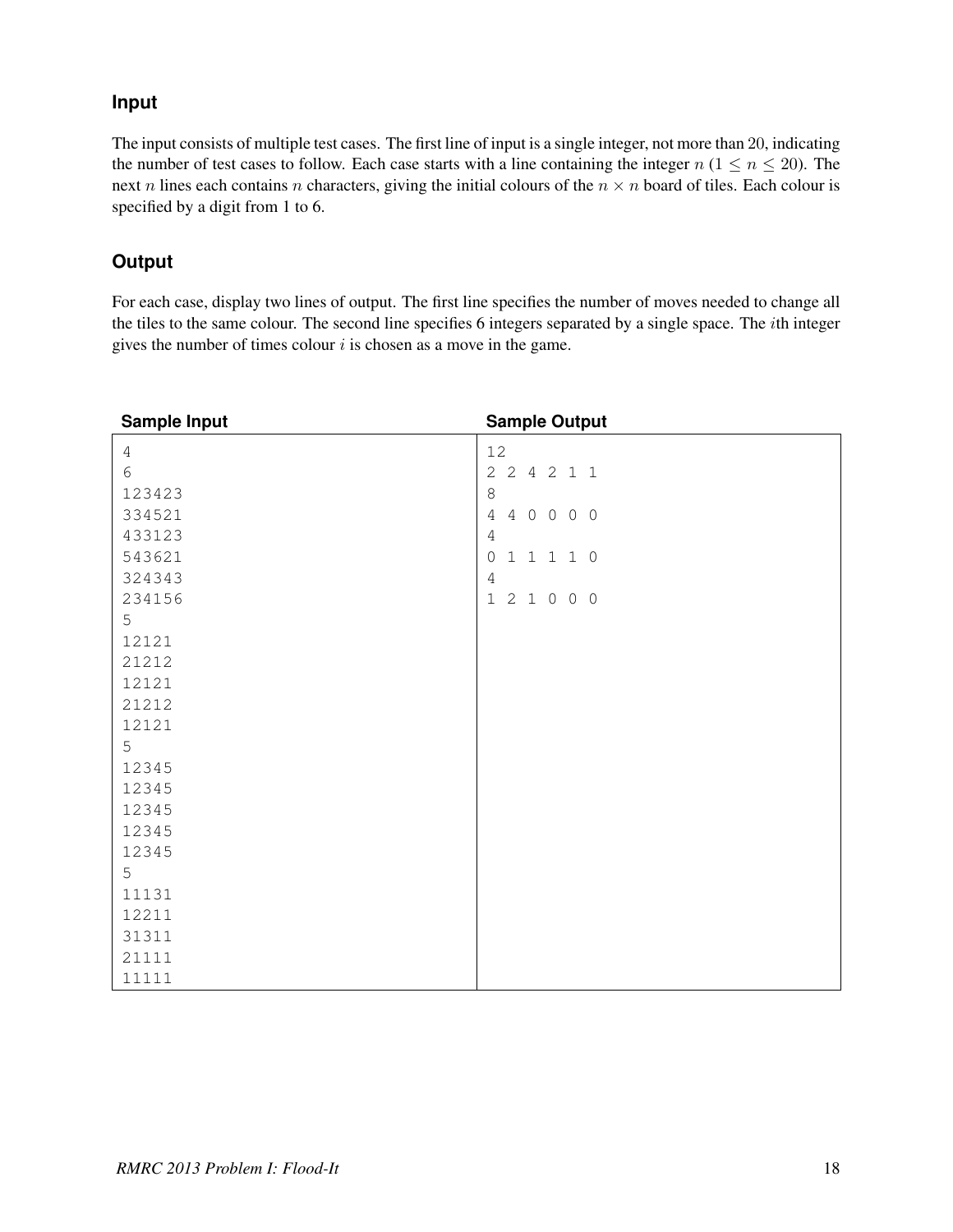## Input

The input consists of multiple test cases. The first line of input is a single integer, not more than 20, indicating the number of test cases to follow. Each case starts with a line containing the integer $n$ ($1 \leq n \leq 20$). The next $n$ lines each contains $n$ characters, giving the initial colours of the $n \times n$ board of tiles. Each colour is specified by a digit from 1 to 6.

## Output

For each case, display two lines of output. The first line specifies the number of moves needed to change all the tiles to the same colour. The second line specifies 6 integers separated by a single space. The $i$th integer gives the number of times colour $i$ is chosen as a move in the game.

**Sample Input**

```
4
6
123423
334521
433123
543621
324343
234156
5
12121
21212
12121
21212
12121
5
12345
12345
12345
12345
12345
5
11131
12211
31311
21111
11111
```

**Sample Output**

```
12
2 2 4 2 1 1
8
4 4 0 0 0 0
4
0 1 1 1 1 0
4
1 2 1 0 0 0
```